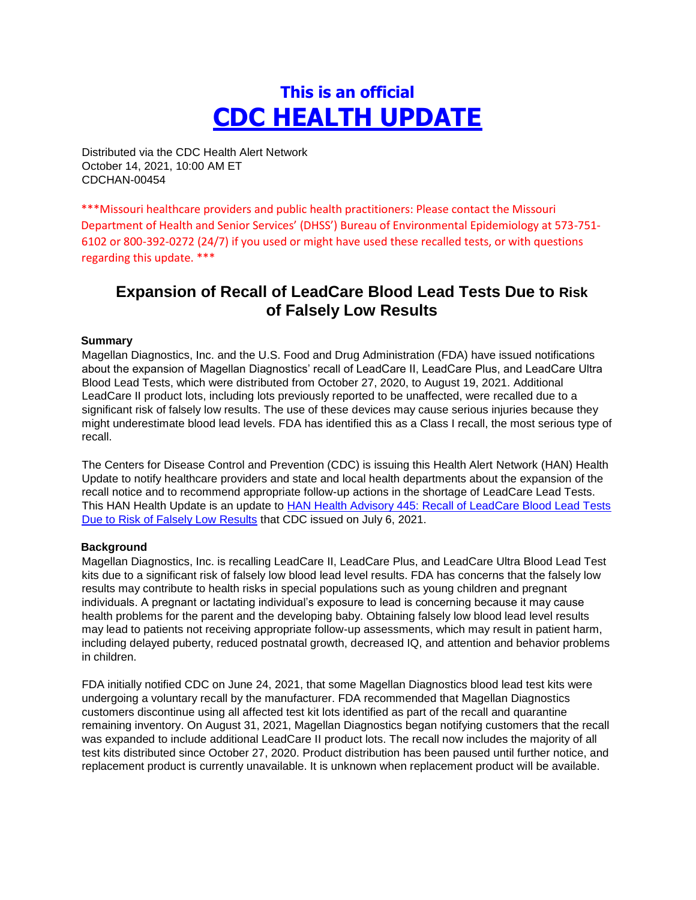# This is an official
# CDC HEALTH UPDATE

Distributed via the CDC Health Alert Network
October 14, 2021, 10:00 AM ET
CDCHAN-00454

***Missouri healthcare providers and public health practitioners: Please contact the Missouri Department of Health and Senior Services' (DHSS') Bureau of Environmental Epidemiology at 573-751-6102 or 800-392-0272 (24/7) if you used or might have used these recalled tests, or with questions regarding this update. ***

## Expansion of Recall of LeadCare Blood Lead Tests Due to Risk of Falsely Low Results

### Summary

Magellan Diagnostics, Inc. and the U.S. Food and Drug Administration (FDA) have issued notifications about the expansion of Magellan Diagnostics' recall of LeadCare II, LeadCare Plus, and LeadCare Ultra Blood Lead Tests, which were distributed from October 27, 2020, to August 19, 2021. Additional LeadCare II product lots, including lots previously reported to be unaffected, were recalled due to a significant risk of falsely low results. The use of these devices may cause serious injuries because they might underestimate blood lead levels. FDA has identified this as a Class I recall, the most serious type of recall.

The Centers for Disease Control and Prevention (CDC) is issuing this Health Alert Network (HAN) Health Update to notify healthcare providers and state and local health departments about the expansion of the recall notice and to recommend appropriate follow-up actions in the shortage of LeadCare Lead Tests. This HAN Health Update is an update to HAN Health Advisory 445: Recall of LeadCare Blood Lead Tests Due to Risk of Falsely Low Results that CDC issued on July 6, 2021.

### Background

Magellan Diagnostics, Inc. is recalling LeadCare II, LeadCare Plus, and LeadCare Ultra Blood Lead Test kits due to a significant risk of falsely low blood lead level results. FDA has concerns that the falsely low results may contribute to health risks in special populations such as young children and pregnant individuals. A pregnant or lactating individual's exposure to lead is concerning because it may cause health problems for the parent and the developing baby. Obtaining falsely low blood lead level results may lead to patients not receiving appropriate follow-up assessments, which may result in patient harm, including delayed puberty, reduced postnatal growth, decreased IQ, and attention and behavior problems in children.

FDA initially notified CDC on June 24, 2021, that some Magellan Diagnostics blood lead test kits were undergoing a voluntary recall by the manufacturer. FDA recommended that Magellan Diagnostics customers discontinue using all affected test kit lots identified as part of the recall and quarantine remaining inventory. On August 31, 2021, Magellan Diagnostics began notifying customers that the recall was expanded to include additional LeadCare II product lots. The recall now includes the majority of all test kits distributed since October 27, 2020. Product distribution has been paused until further notice, and replacement product is currently unavailable. It is unknown when replacement product will be available.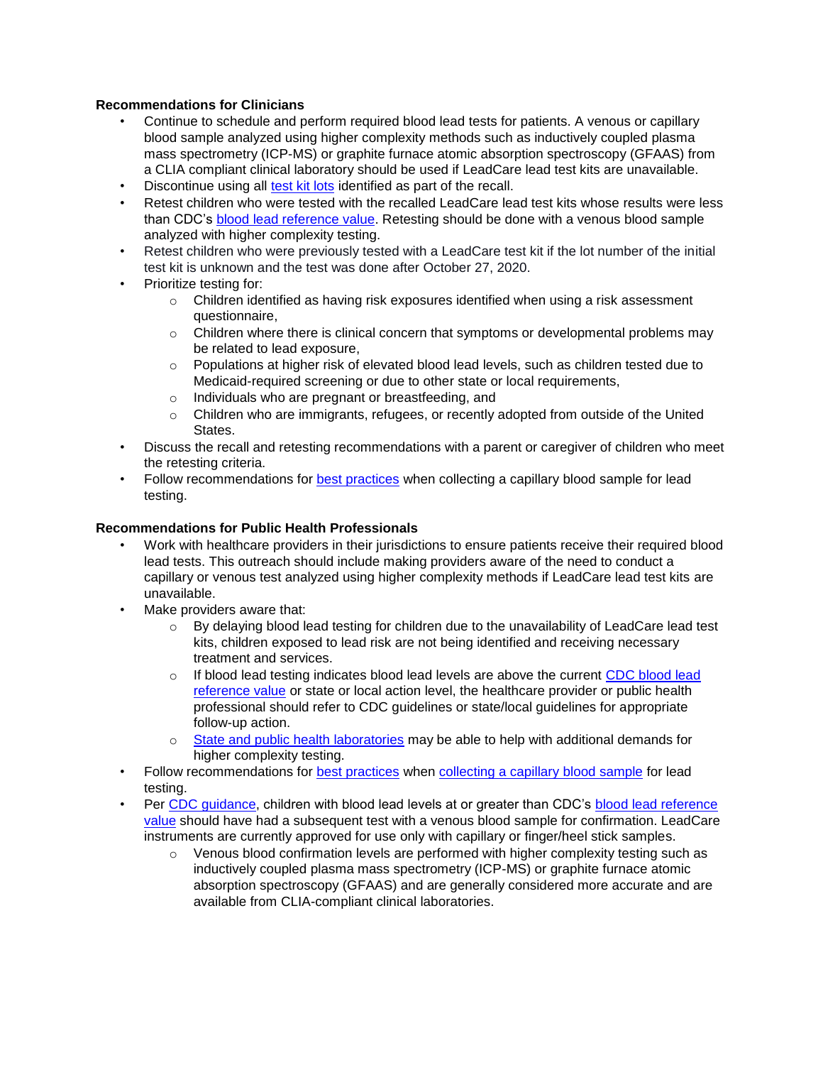**Recommendations for Clinicians**

- Continue to schedule and perform required blood lead tests for patients. A venous or capillary blood sample analyzed using higher complexity methods such as inductively coupled plasma mass spectrometry (ICP-MS) or graphite furnace atomic absorption spectroscopy (GFAAS) from a CLIA compliant clinical laboratory should be used if LeadCare lead test kits are unavailable.
- Discontinue using all test kit lots identified as part of the recall.
- Retest children who were tested with the recalled LeadCare lead test kits whose results were less than CDC's blood lead reference value. Retesting should be done with a venous blood sample analyzed with higher complexity testing.
- Retest children who were previously tested with a LeadCare test kit if the lot number of the initial test kit is unknown and the test was done after October 27, 2020.
- Prioritize testing for:
    - Children identified as having risk exposures identified when using a risk assessment questionnaire,
    - Children where there is clinical concern that symptoms or developmental problems may be related to lead exposure,
    - Populations at higher risk of elevated blood lead levels, such as children tested due to Medicaid-required screening or due to other state or local requirements,
    - Individuals who are pregnant or breastfeeding, and
    - Children who are immigrants, refugees, or recently adopted from outside of the United States.
- Discuss the recall and retesting recommendations with a parent or caregiver of children who meet the retesting criteria.
- Follow recommendations for best practices when collecting a capillary blood sample for lead testing.

**Recommendations for Public Health Professionals**

- Work with healthcare providers in their jurisdictions to ensure patients receive their required blood lead tests. This outreach should include making providers aware of the need to conduct a capillary or venous test analyzed using higher complexity methods if LeadCare lead test kits are unavailable.
- Make providers aware that:
    - By delaying blood lead testing for children due to the unavailability of LeadCare lead test kits, children exposed to lead risk are not being identified and receiving necessary treatment and services.
    - If blood lead testing indicates blood lead levels are above the current CDC blood lead reference value or state or local action level, the healthcare provider or public health professional should refer to CDC guidelines or state/local guidelines for appropriate follow-up action.
    - State and public health laboratories may be able to help with additional demands for higher complexity testing.
- Follow recommendations for best practices when collecting a capillary blood sample for lead testing.
- Per CDC guidance, children with blood lead levels at or greater than CDC's blood lead reference value should have had a subsequent test with a venous blood sample for confirmation. LeadCare instruments are currently approved for use only with capillary or finger/heel stick samples.
    - Venous blood confirmation levels are performed with higher complexity testing such as inductively coupled plasma mass spectrometry (ICP-MS) or graphite furnace atomic absorption spectroscopy (GFAAS) and are generally considered more accurate and are available from CLIA-compliant clinical laboratories.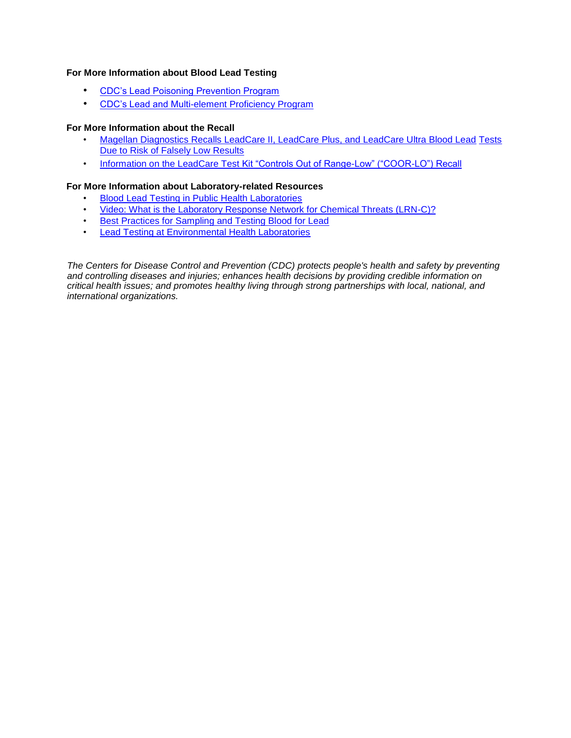**For More Information about Blood Lead Testing**

- CDC's Lead Poisoning Prevention Program
- CDC's Lead and Multi-element Proficiency Program

**For More Information about the Recall**

- Magellan Diagnostics Recalls LeadCare II, LeadCare Plus, and LeadCare Ultra Blood Lead Tests Due to Risk of Falsely Low Results
- Information on the LeadCare Test Kit "Controls Out of Range-Low" ("COOR-LO") Recall

**For More Information about Laboratory-related Resources**

- Blood Lead Testing in Public Health Laboratories
- Video: What is the Laboratory Response Network for Chemical Threats (LRN-C)?
- Best Practices for Sampling and Testing Blood for Lead
- Lead Testing at Environmental Health Laboratories

*The Centers for Disease Control and Prevention (CDC) protects people's health and safety by preventing and controlling diseases and injuries; enhances health decisions by providing credible information on critical health issues; and promotes healthy living through strong partnerships with local, national, and international organizations.*